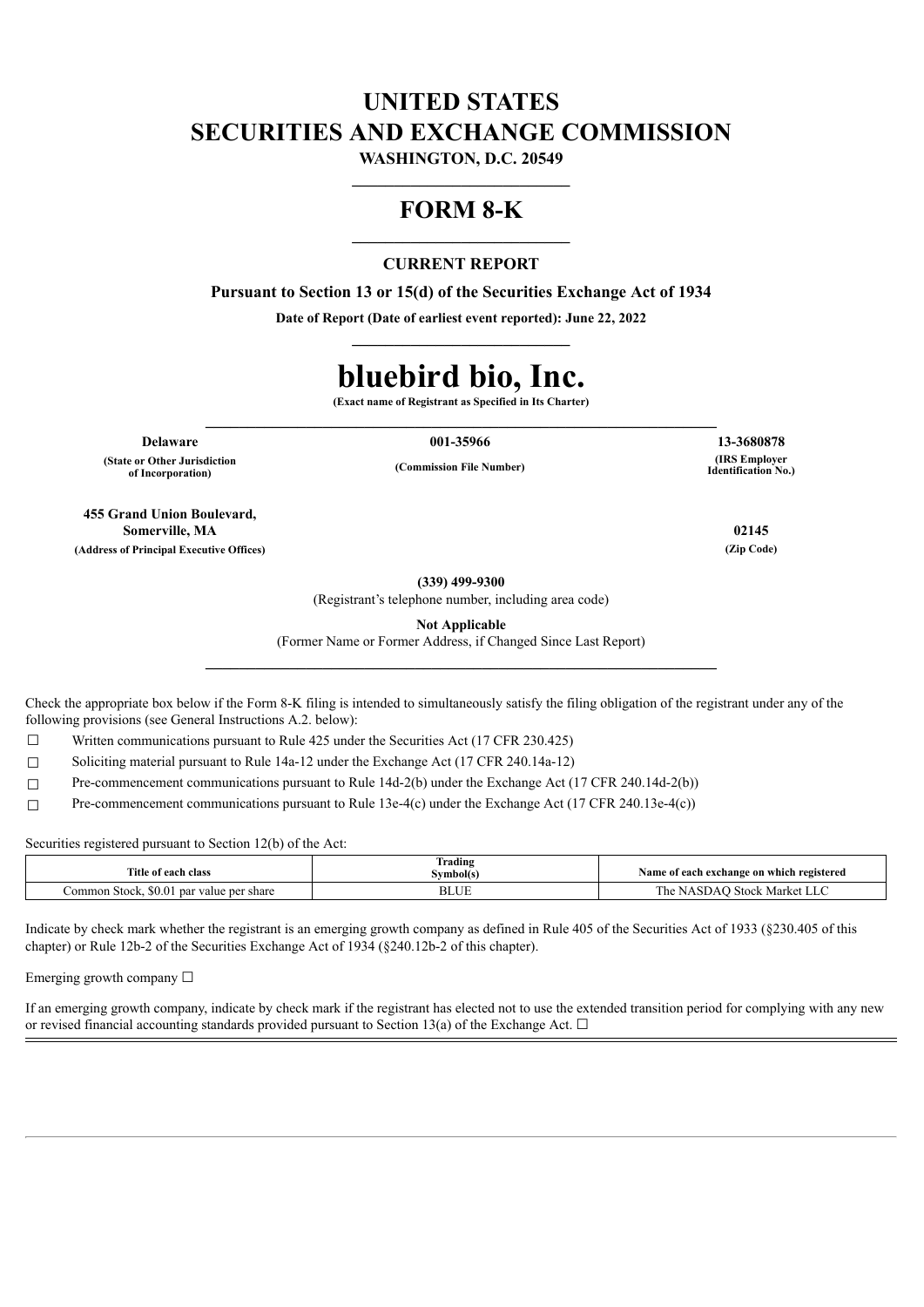# UNITED STATES
# SECURITIES AND EXCHANGE COMMISSION

**WASHINGTON, D.C. 20549**

# FORM 8-K

**CURRENT REPORT**

**Pursuant to Section 13 or 15(d) of the Securities Exchange Act of 1934**

**Date of Report (Date of earliest event reported): June 22, 2022**

# bluebird bio, Inc.

**(Exact name of Registrant as Specified in Its Charter)**

| **Delaware** | **001-35966** | **13-3680878** |
|---|---|---|
| **(State or Other Jurisdiction of Incorporation)** | **(Commission File Number)** | **(IRS Employer Identification No.)** |

| **455 Grand Union Boulevard, Somerville, MA** | **02145** |
|---|---|
| **(Address of Principal Executive Offices)** | **(Zip Code)** |

**(339) 499-9300**

(Registrant's telephone number, including area code)

**Not Applicable**

(Former Name or Former Address, if Changed Since Last Report)

Check the appropriate box below if the Form 8-K filing is intended to simultaneously satisfy the filing obligation of the registrant under any of the following provisions (see General Instructions A.2. below):

☐ Written communications pursuant to Rule 425 under the Securities Act (17 CFR 230.425)

☐ Soliciting material pursuant to Rule 14a-12 under the Exchange Act (17 CFR 240.14a-12)

☐ Pre-commencement communications pursuant to Rule 14d-2(b) under the Exchange Act (17 CFR 240.14d-2(b))

☐ Pre-commencement communications pursuant to Rule 13e-4(c) under the Exchange Act (17 CFR 240.13e-4(c))

Securities registered pursuant to Section 12(b) of the Act:

| Title of each class | Trading Symbol(s) | Name of each exchange on which registered |
|---|---|---|
| Common Stock, $0.01 par value per share | BLUE | The NASDAQ Stock Market LLC |

Indicate by check mark whether the registrant is an emerging growth company as defined in Rule 405 of the Securities Act of 1933 (§230.405 of this chapter) or Rule 12b-2 of the Securities Exchange Act of 1934 (§240.12b-2 of this chapter).

Emerging growth company ☐

If an emerging growth company, indicate by check mark if the registrant has elected not to use the extended transition period for complying with any new or revised financial accounting standards provided pursuant to Section 13(a) of the Exchange Act. ☐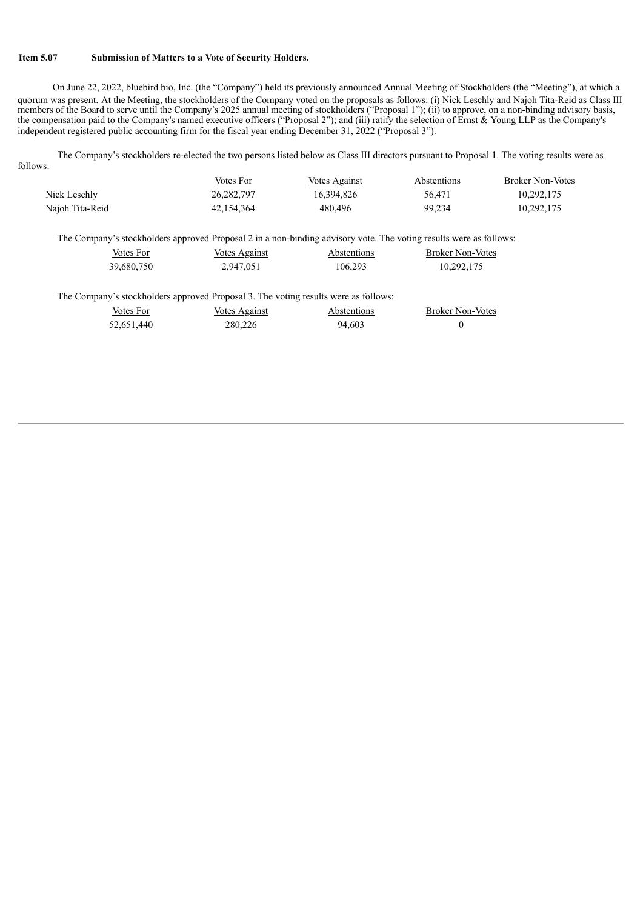**Item 5.07 Submission of Matters to a Vote of Security Holders.**

On June 22, 2022, bluebird bio, Inc. (the "Company") held its previously announced Annual Meeting of Stockholders (the "Meeting"), at which a quorum was present. At the Meeting, the stockholders of the Company voted on the proposals as follows: (i) Nick Leschly and Najoh Tita-Reid as Class III members of the Board to serve until the Company's 2025 annual meeting of stockholders ("Proposal 1"); (ii) to approve, on a non-binding advisory basis, the compensation paid to the Company's named executive officers ("Proposal 2"); and (iii) ratify the selection of Ernst & Young LLP as the Company's independent registered public accounting firm for the fiscal year ending December 31, 2022 ("Proposal 3").

The Company's stockholders re-elected the two persons listed below as Class III directors pursuant to Proposal 1. The voting results were as follows:

| | Votes For | Votes Against | Abstentions | Broker Non-Votes |
|---|---|---|---|---|
| Nick Leschly | 26,282,797 | 16,394,826 | 56,471 | 10,292,175 |
| Najoh Tita-Reid | 42,154,364 | 480,496 | 99,234 | 10,292,175 |

The Company's stockholders approved Proposal 2 in a non-binding advisory vote. The voting results were as follows:

| Votes For | Votes Against | Abstentions | Broker Non-Votes |
|---|---|---|---|
| 39,680,750 | 2,947,051 | 106,293 | 10,292,175 |

The Company's stockholders approved Proposal 3. The voting results were as follows:

| Votes For | Votes Against | Abstentions | Broker Non-Votes |
|---|---|---|---|
| 52,651,440 | 280,226 | 94,603 | 0 |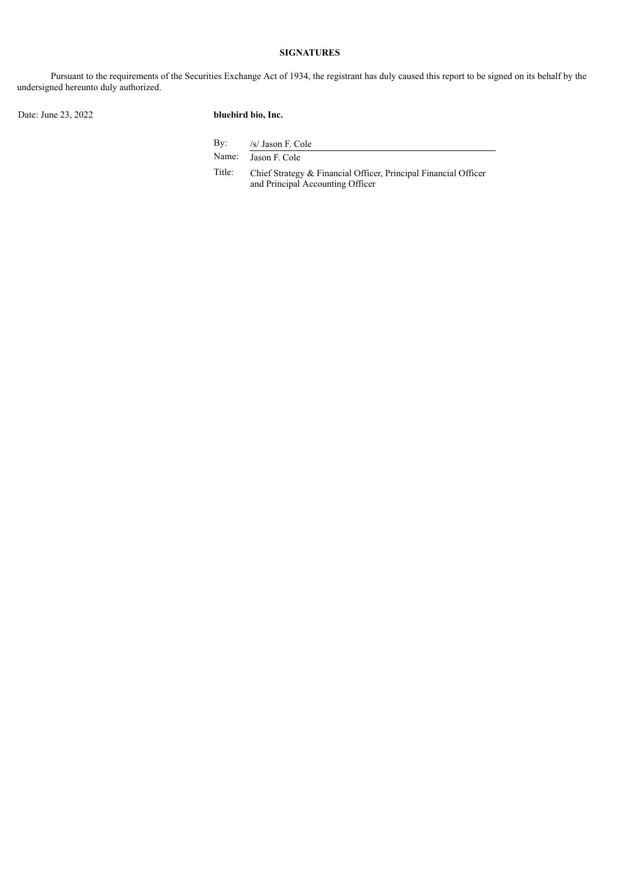**SIGNATURES**

Pursuant to the requirements of the Securities Exchange Act of 1934, the registrant has duly caused this report to be signed on its behalf by the undersigned hereunto duly authorized.

| | | | |
|---|---|---|---|
| Date: June 23, 2022 | **bluebird bio, Inc.** | | |
| | | By: | /s/ Jason F. Cole |
| | | Name: | Jason F. Cole |
| | | Title: | Chief Strategy & Financial Officer, Principal Financial Officer and Principal Accounting Officer |